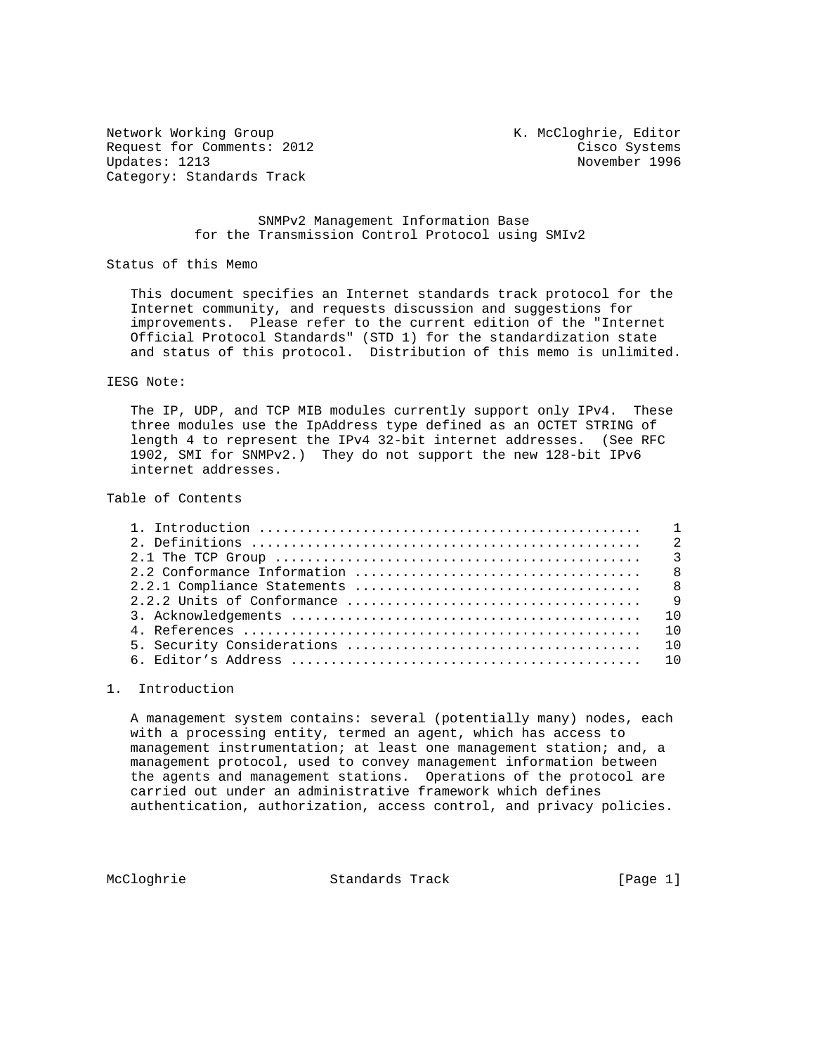Network Working Group K. McCloghrie, Editor
Request for Comments: 2012 Cisco Systems
Updates: 1213 November 1996
Category: Standards Track

# SNMPv2 Management Information Base for the Transmission Control Protocol using SMIv2

## Status of this Memo

This document specifies an Internet standards track protocol for the Internet community, and requests discussion and suggestions for improvements. Please refer to the current edition of the "Internet Official Protocol Standards" (STD 1) for the standardization state and status of this protocol. Distribution of this memo is unlimited.

## IESG Note:

The IP, UDP, and TCP MIB modules currently support only IPv4. These three modules use the IpAddress type defined as an OCTET STRING of length 4 to represent the IPv4 32-bit internet addresses. (See RFC 1902, SMI for SNMPv2.) They do not support the new 128-bit IPv6 internet addresses.

## Table of Contents

```
1. Introduction ..............................................    1
2. Definitions ...............................................    2
2.1 The TCP Group ............................................    3
2.2 Conformance Information ..................................    8
2.2.1 Compliance Statements ..................................    8
2.2.2 Units of Conformance ...................................    9
3. Acknowledgements ..........................................   10
4. References ................................................   10
5. Security Considerations ...................................   10
6. Editor's Address ..........................................   10
```

## 1. Introduction

A management system contains: several (potentially many) nodes, each with a processing entity, termed an agent, which has access to management instrumentation; at least one management station; and, a management protocol, used to convey management information between the agents and management stations. Operations of the protocol are carried out under an administrative framework which defines authentication, authorization, access control, and privacy policies.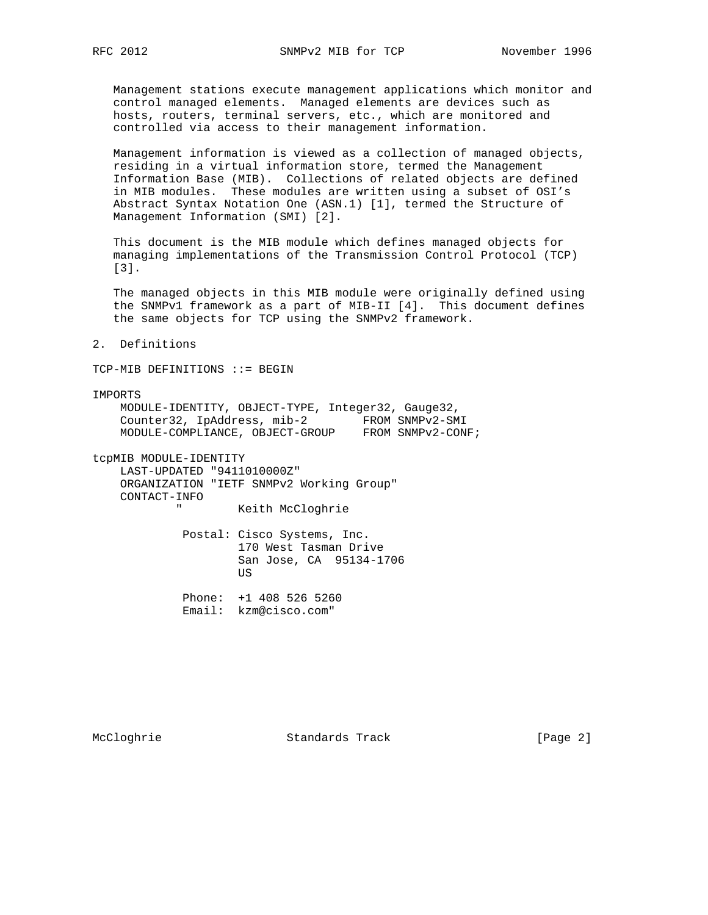Management stations execute management applications which monitor and control managed elements. Managed elements are devices such as hosts, routers, terminal servers, etc., which are monitored and controlled via access to their management information.

Management information is viewed as a collection of managed objects, residing in a virtual information store, termed the Management Information Base (MIB). Collections of related objects are defined in MIB modules. These modules are written using a subset of OSI's Abstract Syntax Notation One (ASN.1) [1], termed the Structure of Management Information (SMI) [2].

This document is the MIB module which defines managed objects for managing implementations of the Transmission Control Protocol (TCP) [3].

The managed objects in this MIB module were originally defined using the SNMPv1 framework as a part of MIB-II [4]. This document defines the same objects for TCP using the SNMPv2 framework.

## 2. Definitions

```
TCP-MIB DEFINITIONS ::= BEGIN

IMPORTS
    MODULE-IDENTITY, OBJECT-TYPE, Integer32, Gauge32,
    Counter32, IpAddress, mib-2        FROM SNMPv2-SMI
    MODULE-COMPLIANCE, OBJECT-GROUP    FROM SNMPv2-CONF;

tcpMIB MODULE-IDENTITY
    LAST-UPDATED "9411010000Z"
    ORGANIZATION "IETF SNMPv2 Working Group"
    CONTACT-INFO
            "        Keith McCloghrie

             Postal: Cisco Systems, Inc.
                     170 West Tasman Drive
                     San Jose, CA  95134-1706
                     US

             Phone:  +1 408 526 5260
             Email:  kzm@cisco.com"
```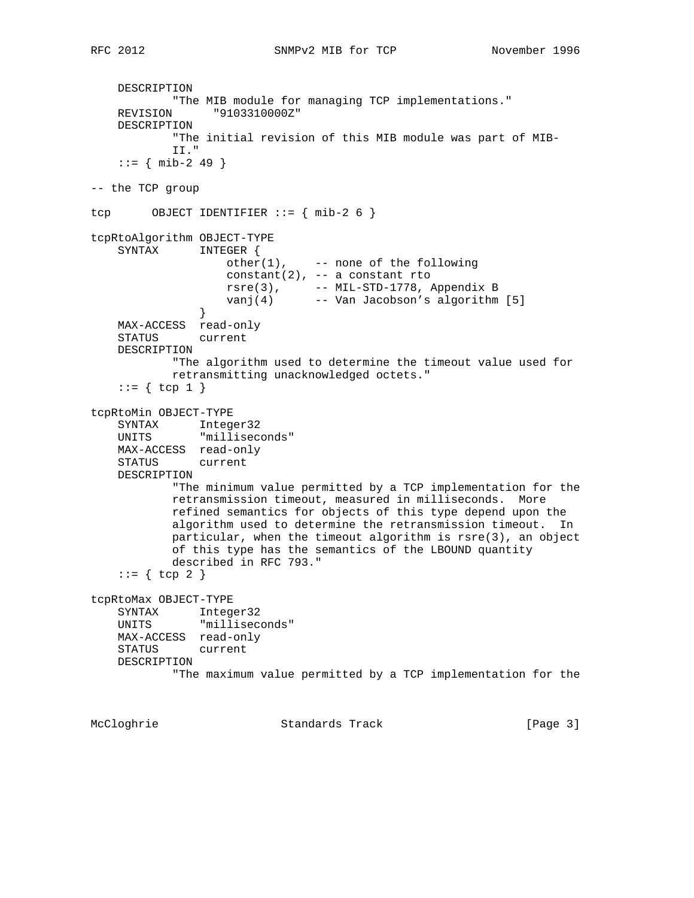```
    DESCRIPTION
            "The MIB module for managing TCP implementations."
    REVISION      "9103310000Z"
    DESCRIPTION
            "The initial revision of this MIB module was part of MIB-
            II."
    ::= { mib-2 49 }

-- the TCP group

tcp      OBJECT IDENTIFIER ::= { mib-2 6 }

tcpRtoAlgorithm OBJECT-TYPE
    SYNTAX      INTEGER {
                    other(1),    -- none of the following
                    constant(2), -- a constant rto
                    rsre(3),     -- MIL-STD-1778, Appendix B
                    vanj(4)      -- Van Jacobson's algorithm [5]
                }
    MAX-ACCESS  read-only
    STATUS      current
    DESCRIPTION
            "The algorithm used to determine the timeout value used for
            retransmitting unacknowledged octets."
    ::= { tcp 1 }

tcpRtoMin OBJECT-TYPE
    SYNTAX      Integer32
    UNITS       "milliseconds"
    MAX-ACCESS  read-only
    STATUS      current
    DESCRIPTION
            "The minimum value permitted by a TCP implementation for the
            retransmission timeout, measured in milliseconds.  More
            refined semantics for objects of this type depend upon the
            algorithm used to determine the retransmission timeout.  In
            particular, when the timeout algorithm is rsre(3), an object
            of this type has the semantics of the LBOUND quantity
            described in RFC 793."
    ::= { tcp 2 }

tcpRtoMax OBJECT-TYPE
    SYNTAX      Integer32
    UNITS       "milliseconds"
    MAX-ACCESS  read-only
    STATUS      current
    DESCRIPTION
            "The maximum value permitted by a TCP implementation for the
```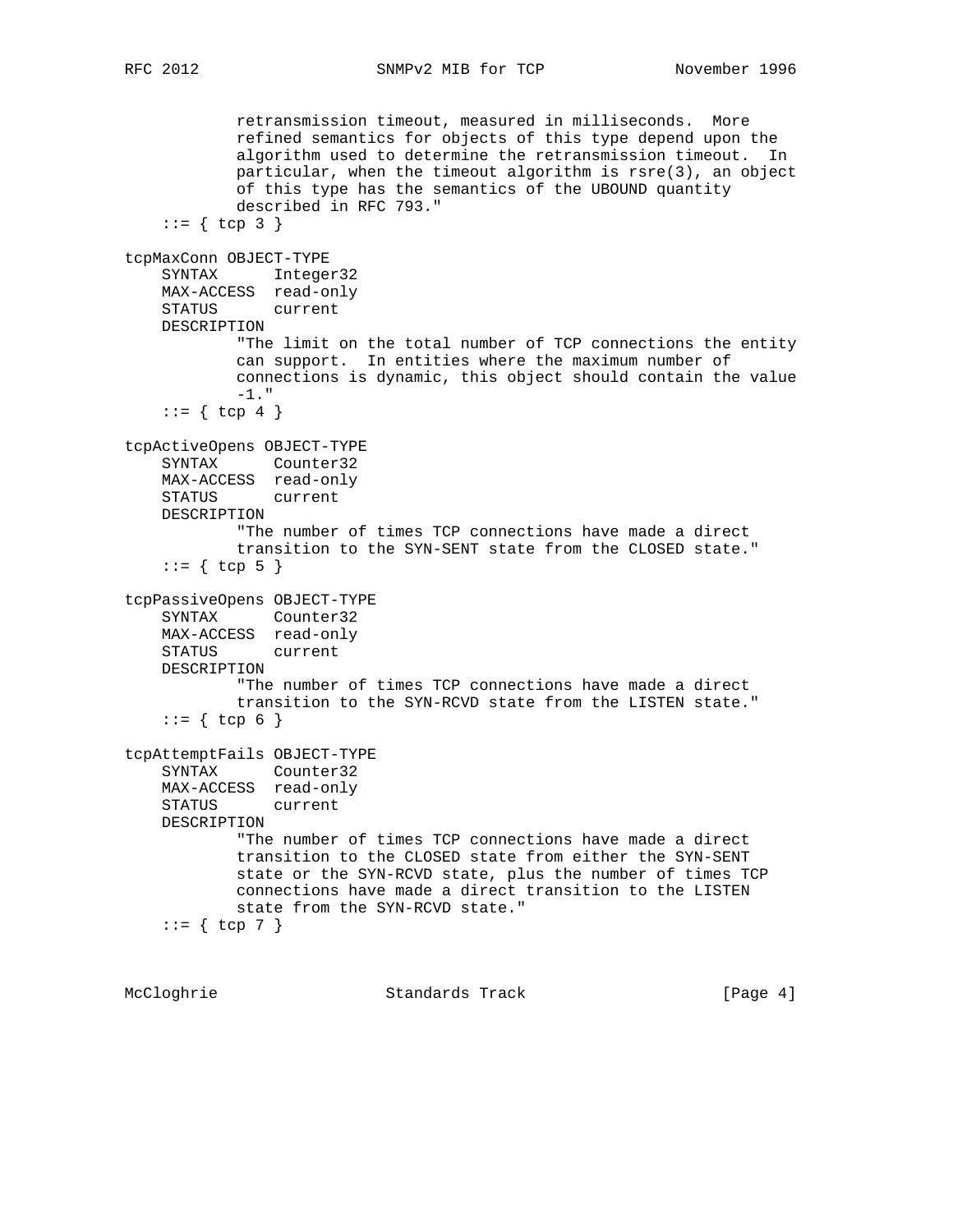```
            retransmission timeout, measured in milliseconds.  More
            refined semantics for objects of this type depend upon the
            algorithm used to determine the retransmission timeout.  In
            particular, when the timeout algorithm is rsre(3), an object
            of this type has the semantics of the UBOUND quantity
            described in RFC 793."
    ::= { tcp 3 }

tcpMaxConn OBJECT-TYPE
    SYNTAX      Integer32
    MAX-ACCESS  read-only
    STATUS      current
    DESCRIPTION
            "The limit on the total number of TCP connections the entity
            can support.  In entities where the maximum number of
            connections is dynamic, this object should contain the value
            -1."
    ::= { tcp 4 }

tcpActiveOpens OBJECT-TYPE
    SYNTAX      Counter32
    MAX-ACCESS  read-only
    STATUS      current
    DESCRIPTION
            "The number of times TCP connections have made a direct
            transition to the SYN-SENT state from the CLOSED state."
    ::= { tcp 5 }

tcpPassiveOpens OBJECT-TYPE
    SYNTAX      Counter32
    MAX-ACCESS  read-only
    STATUS      current
    DESCRIPTION
            "The number of times TCP connections have made a direct
            transition to the SYN-RCVD state from the LISTEN state."
    ::= { tcp 6 }

tcpAttemptFails OBJECT-TYPE
    SYNTAX      Counter32
    MAX-ACCESS  read-only
    STATUS      current
    DESCRIPTION
            "The number of times TCP connections have made a direct
            transition to the CLOSED state from either the SYN-SENT
            state or the SYN-RCVD state, plus the number of times TCP
            connections have made a direct transition to the LISTEN
            state from the SYN-RCVD state."
    ::= { tcp 7 }
```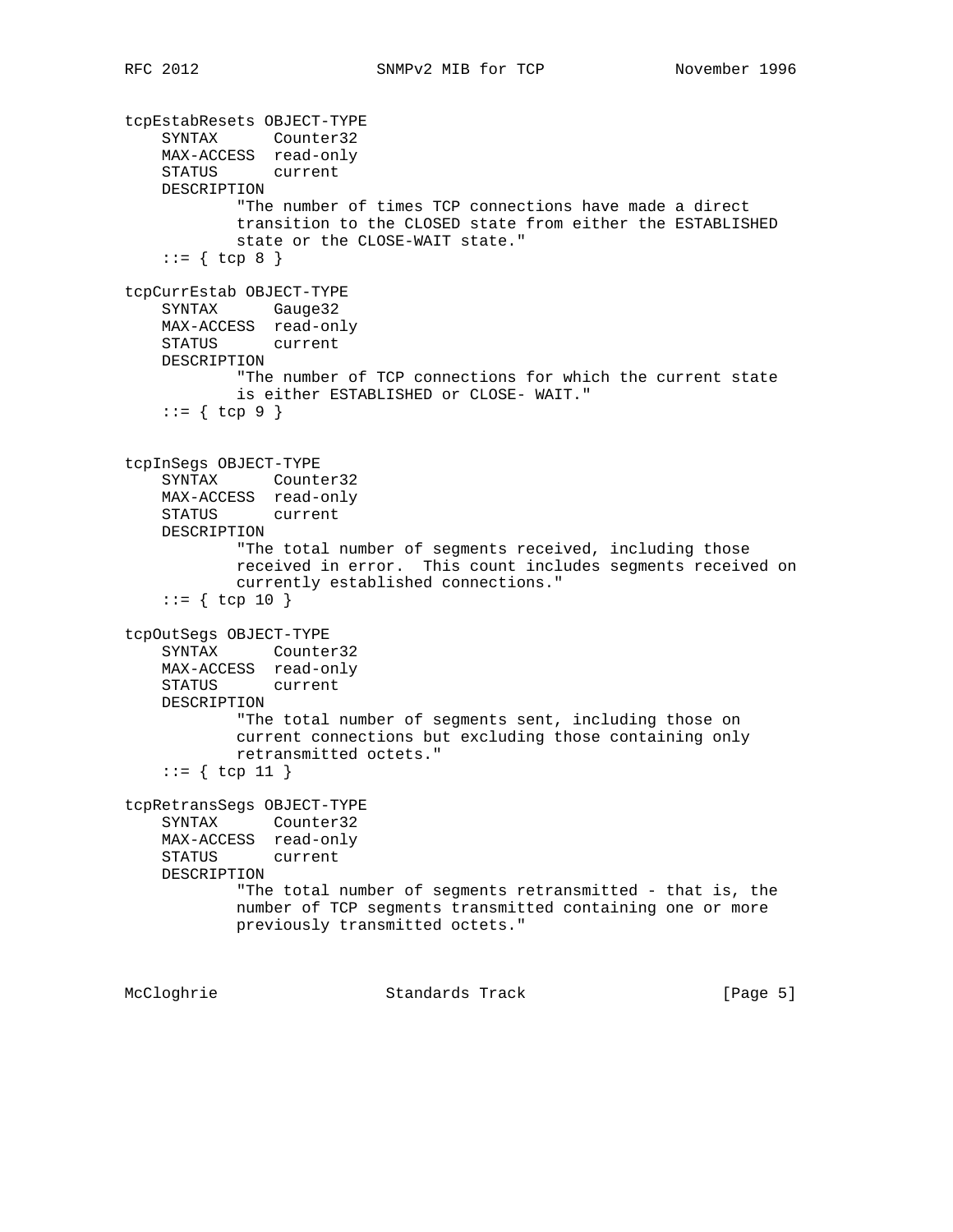```
tcpEstabResets OBJECT-TYPE
    SYNTAX      Counter32
    MAX-ACCESS  read-only
    STATUS      current
    DESCRIPTION
            "The number of times TCP connections have made a direct
            transition to the CLOSED state from either the ESTABLISHED
            state or the CLOSE-WAIT state."
    ::= { tcp 8 }

tcpCurrEstab OBJECT-TYPE
    SYNTAX      Gauge32
    MAX-ACCESS  read-only
    STATUS      current
    DESCRIPTION
            "The number of TCP connections for which the current state
            is either ESTABLISHED or CLOSE- WAIT."
    ::= { tcp 9 }


tcpInSegs OBJECT-TYPE
    SYNTAX      Counter32
    MAX-ACCESS  read-only
    STATUS      current
    DESCRIPTION
            "The total number of segments received, including those
            received in error.  This count includes segments received on
            currently established connections."
    ::= { tcp 10 }

tcpOutSegs OBJECT-TYPE
    SYNTAX      Counter32
    MAX-ACCESS  read-only
    STATUS      current
    DESCRIPTION
            "The total number of segments sent, including those on
            current connections but excluding those containing only
            retransmitted octets."
    ::= { tcp 11 }

tcpRetransSegs OBJECT-TYPE
    SYNTAX      Counter32
    MAX-ACCESS  read-only
    STATUS      current
    DESCRIPTION
            "The total number of segments retransmitted - that is, the
            number of TCP segments transmitted containing one or more
            previously transmitted octets."
```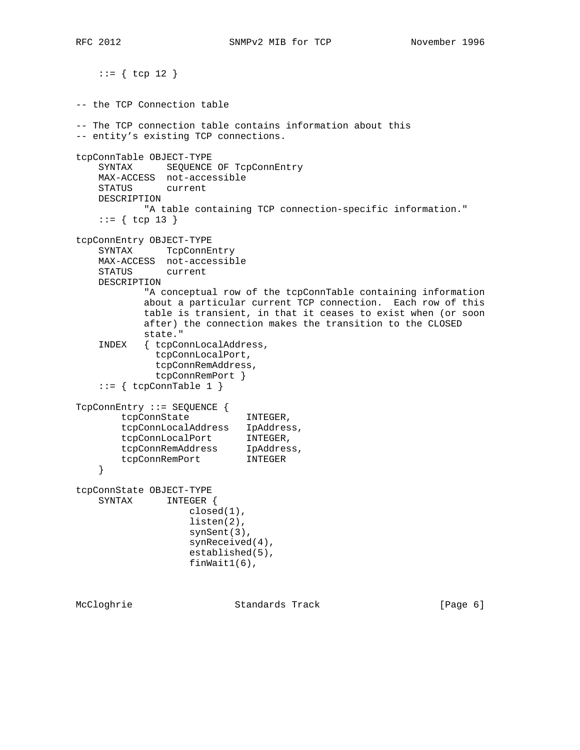```
    ::= { tcp 12 }


-- the TCP Connection table

-- The TCP connection table contains information about this
-- entity's existing TCP connections.

tcpConnTable OBJECT-TYPE
    SYNTAX      SEQUENCE OF TcpConnEntry
    MAX-ACCESS  not-accessible
    STATUS      current
    DESCRIPTION
            "A table containing TCP connection-specific information."
    ::= { tcp 13 }

tcpConnEntry OBJECT-TYPE
    SYNTAX      TcpConnEntry
    MAX-ACCESS  not-accessible
    STATUS      current
    DESCRIPTION
            "A conceptual row of the tcpConnTable containing information
            about a particular current TCP connection.  Each row of this
            table is transient, in that it ceases to exist when (or soon
            after) the connection makes the transition to the CLOSED
            state."
    INDEX   { tcpConnLocalAddress,
              tcpConnLocalPort,
              tcpConnRemAddress,
              tcpConnRemPort }
    ::= { tcpConnTable 1 }

TcpConnEntry ::= SEQUENCE {
        tcpConnState          INTEGER,
        tcpConnLocalAddress   IpAddress,
        tcpConnLocalPort      INTEGER,
        tcpConnRemAddress     IpAddress,
        tcpConnRemPort        INTEGER
    }

tcpConnState OBJECT-TYPE
    SYNTAX      INTEGER {
                    closed(1),
                    listen(2),
                    synSent(3),
                    synReceived(4),
                    established(5),
                    finWait1(6),
```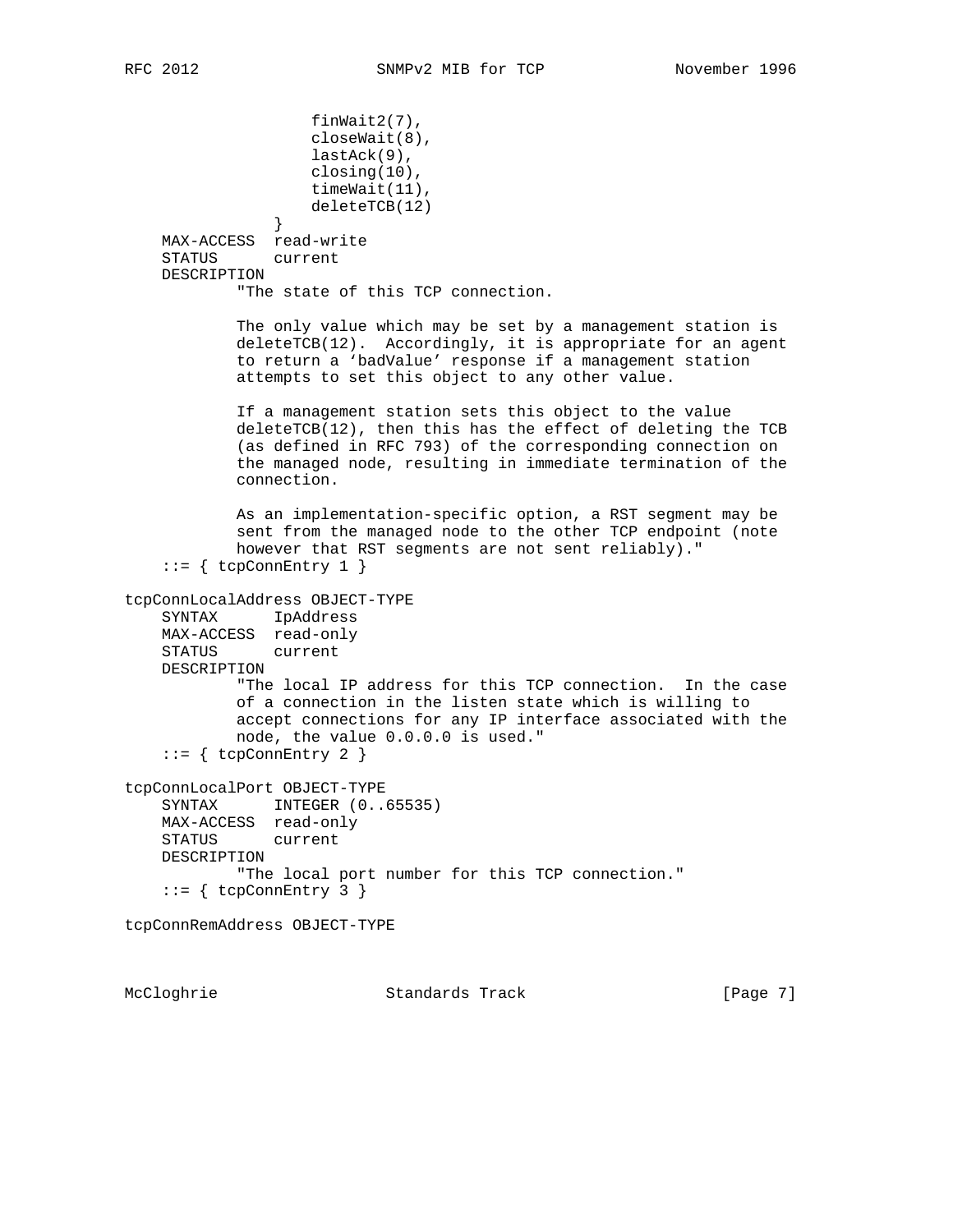```
                    finWait2(7),
                    closeWait(8),
                    lastAck(9),
                    closing(10),
                    timeWait(11),
                    deleteTCB(12)
                }
    MAX-ACCESS  read-write
    STATUS      current
    DESCRIPTION
            "The state of this TCP connection.

            The only value which may be set by a management station is
            deleteTCB(12).  Accordingly, it is appropriate for an agent
            to return a `badValue' response if a management station
            attempts to set this object to any other value.

            If a management station sets this object to the value
            deleteTCB(12), then this has the effect of deleting the TCB
            (as defined in RFC 793) of the corresponding connection on
            the managed node, resulting in immediate termination of the
            connection.

            As an implementation-specific option, a RST segment may be
            sent from the managed node to the other TCP endpoint (note
            however that RST segments are not sent reliably)."
    ::= { tcpConnEntry 1 }

tcpConnLocalAddress OBJECT-TYPE
    SYNTAX      IpAddress
    MAX-ACCESS  read-only
    STATUS      current
    DESCRIPTION
            "The local IP address for this TCP connection.  In the case
            of a connection in the listen state which is willing to
            accept connections for any IP interface associated with the
            node, the value 0.0.0.0 is used."
    ::= { tcpConnEntry 2 }

tcpConnLocalPort OBJECT-TYPE
    SYNTAX      INTEGER (0..65535)
    MAX-ACCESS  read-only
    STATUS      current
    DESCRIPTION
            "The local port number for this TCP connection."
    ::= { tcpConnEntry 3 }

tcpConnRemAddress OBJECT-TYPE
```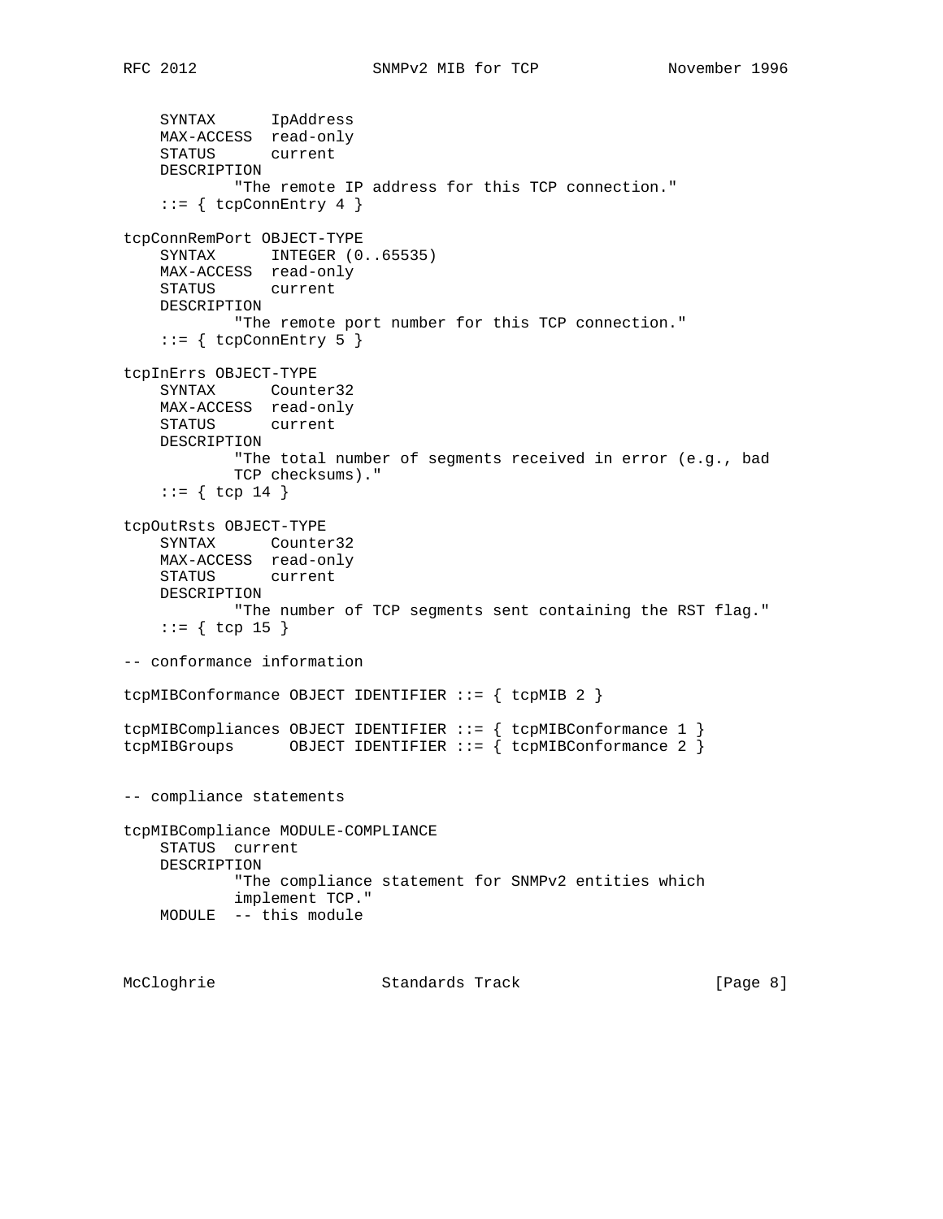```
    SYNTAX      IpAddress
    MAX-ACCESS  read-only
    STATUS      current
    DESCRIPTION
            "The remote IP address for this TCP connection."
    ::= { tcpConnEntry 4 }

tcpConnRemPort OBJECT-TYPE
    SYNTAX      INTEGER (0..65535)
    MAX-ACCESS  read-only
    STATUS      current
    DESCRIPTION
            "The remote port number for this TCP connection."
    ::= { tcpConnEntry 5 }

tcpInErrs OBJECT-TYPE
    SYNTAX      Counter32
    MAX-ACCESS  read-only
    STATUS      current
    DESCRIPTION
            "The total number of segments received in error (e.g., bad
            TCP checksums)."
    ::= { tcp 14 }

tcpOutRsts OBJECT-TYPE
    SYNTAX      Counter32
    MAX-ACCESS  read-only
    STATUS      current
    DESCRIPTION
            "The number of TCP segments sent containing the RST flag."
    ::= { tcp 15 }

-- conformance information

tcpMIBConformance OBJECT IDENTIFIER ::= { tcpMIB 2 }

tcpMIBCompliances OBJECT IDENTIFIER ::= { tcpMIBConformance 1 }
tcpMIBGroups      OBJECT IDENTIFIER ::= { tcpMIBConformance 2 }


-- compliance statements

tcpMIBCompliance MODULE-COMPLIANCE
    STATUS  current
    DESCRIPTION
            "The compliance statement for SNMPv2 entities which
            implement TCP."
    MODULE  -- this module
```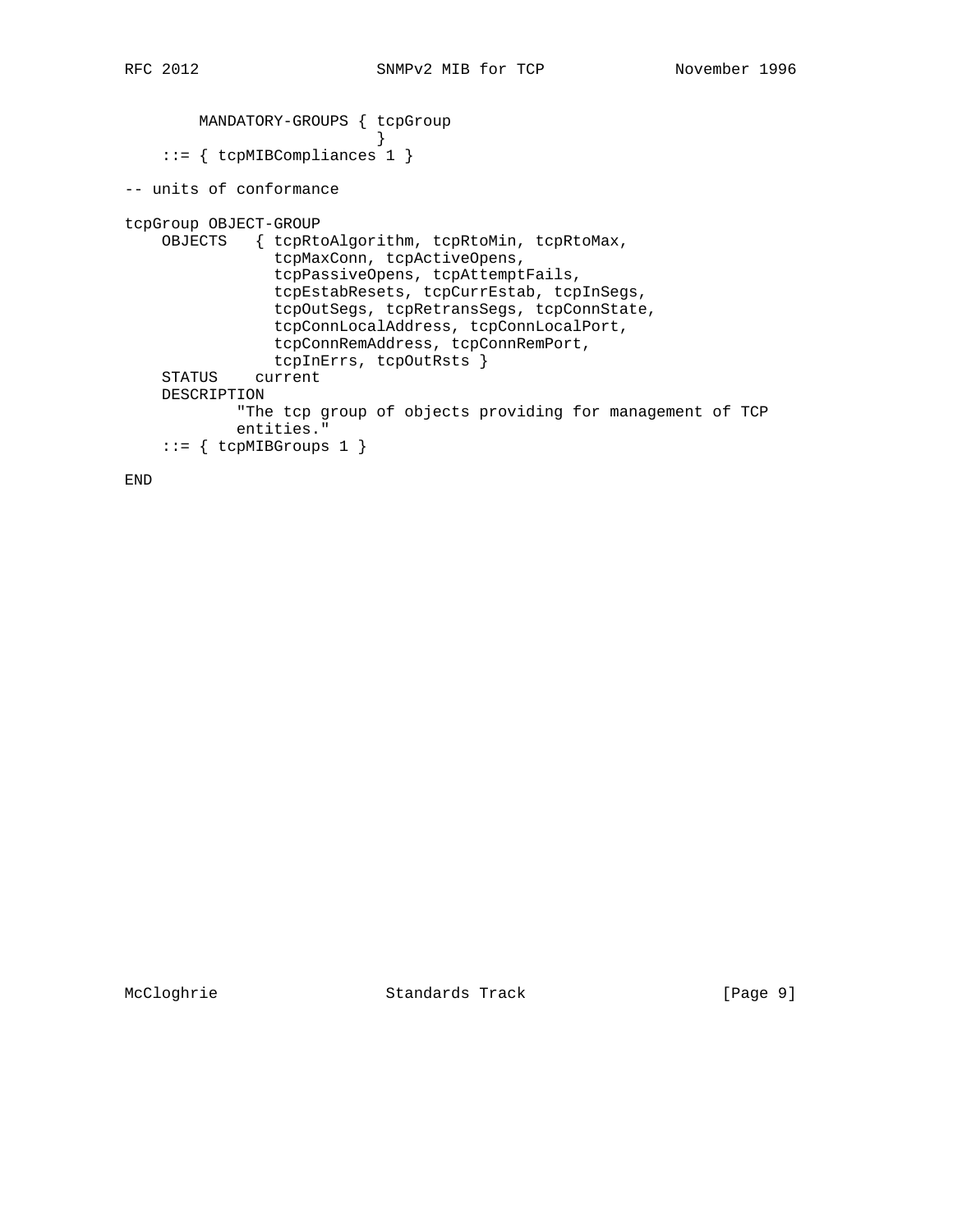```
        MANDATORY-GROUPS { tcpGroup
                         }
    ::= { tcpMIBCompliances 1 }

-- units of conformance

tcpGroup OBJECT-GROUP
    OBJECTS   { tcpRtoAlgorithm, tcpRtoMin, tcpRtoMax,
                tcpMaxConn, tcpActiveOpens,
                tcpPassiveOpens, tcpAttemptFails,
                tcpEstabResets, tcpCurrEstab, tcpInSegs,
                tcpOutSegs, tcpRetransSegs, tcpConnState,
                tcpConnLocalAddress, tcpConnLocalPort,
                tcpConnRemAddress, tcpConnRemPort,
                tcpInErrs, tcpOutRsts }
    STATUS    current
    DESCRIPTION
            "The tcp group of objects providing for management of TCP
            entities."
    ::= { tcpMIBGroups 1 }

END
```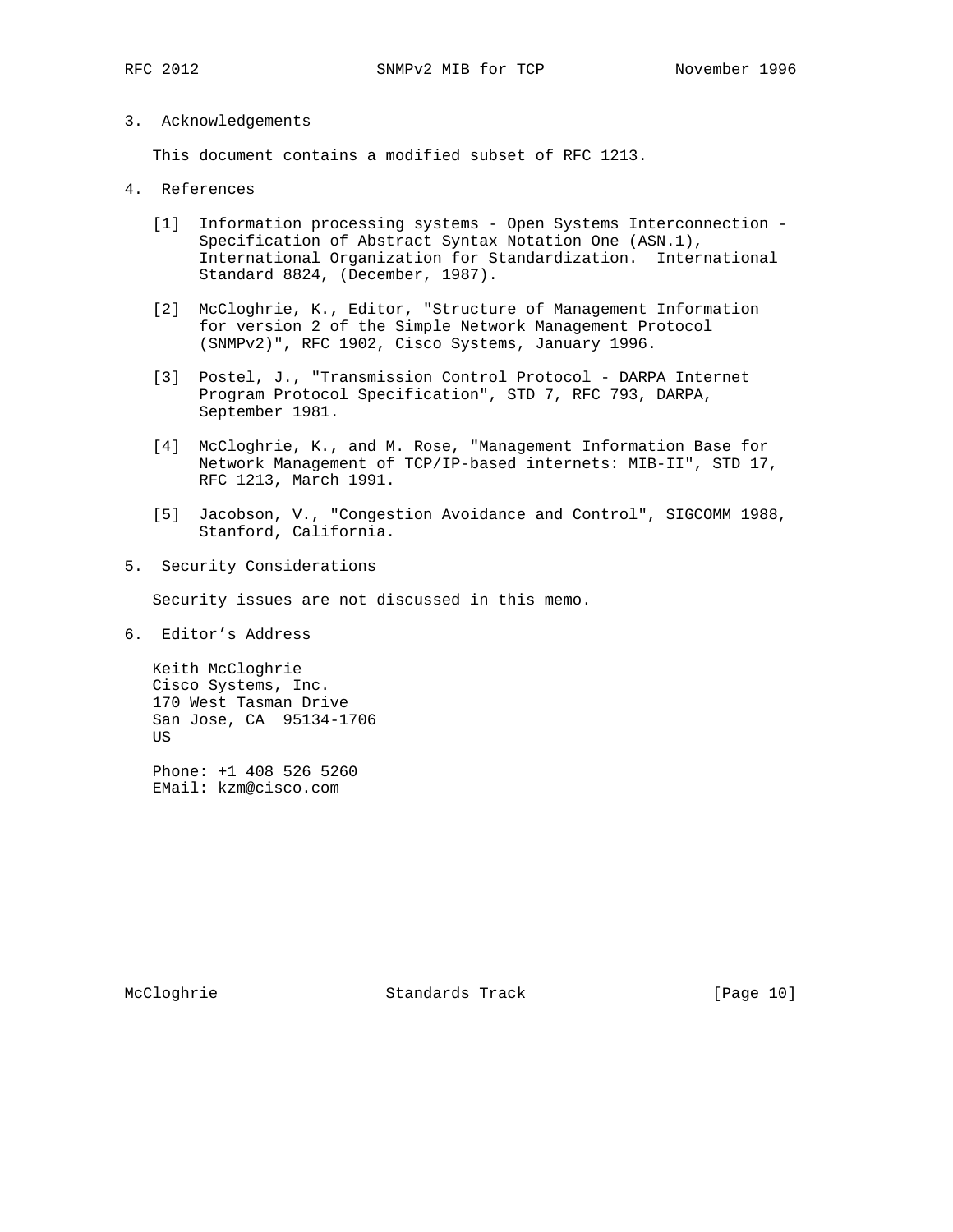## 3. Acknowledgements

This document contains a modified subset of RFC 1213.

## 4. References

[1] Information processing systems - Open Systems Interconnection - Specification of Abstract Syntax Notation One (ASN.1), International Organization for Standardization. International Standard 8824, (December, 1987).

[2] McCloghrie, K., Editor, "Structure of Management Information for version 2 of the Simple Network Management Protocol (SNMPv2)", RFC 1902, Cisco Systems, January 1996.

[3] Postel, J., "Transmission Control Protocol - DARPA Internet Program Protocol Specification", STD 7, RFC 793, DARPA, September 1981.

[4] McCloghrie, K., and M. Rose, "Management Information Base for Network Management of TCP/IP-based internets: MIB-II", STD 17, RFC 1213, March 1991.

[5] Jacobson, V., "Congestion Avoidance and Control", SIGCOMM 1988, Stanford, California.

## 5. Security Considerations

Security issues are not discussed in this memo.

## 6. Editor's Address

Keith McCloghrie
Cisco Systems, Inc.
170 West Tasman Drive
San Jose, CA 95134-1706
US

Phone: +1 408 526 5260
EMail: kzm@cisco.com